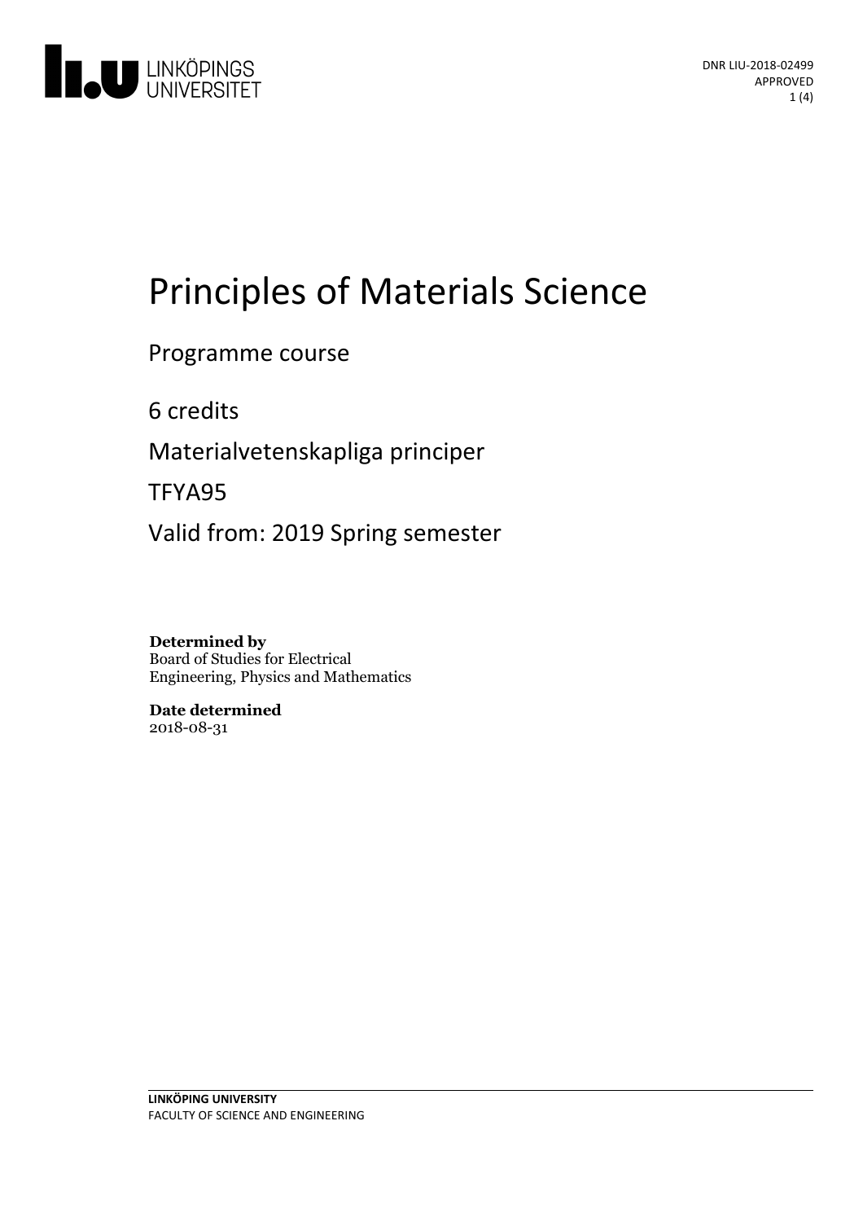DNR LIU-2018-02499
APPROVED

# Principles of Materials Science

Programme course

6 credits

Materialvetenskapliga principer

TFYA95

Valid from: 2019 Spring semester

**Determined by**
Board of Studies for Electrical Engineering, Physics and Mathematics

**Date determined**
2018-08-31

**LINKÖPING UNIVERSITY**
FACULTY OF SCIENCE AND ENGINEERING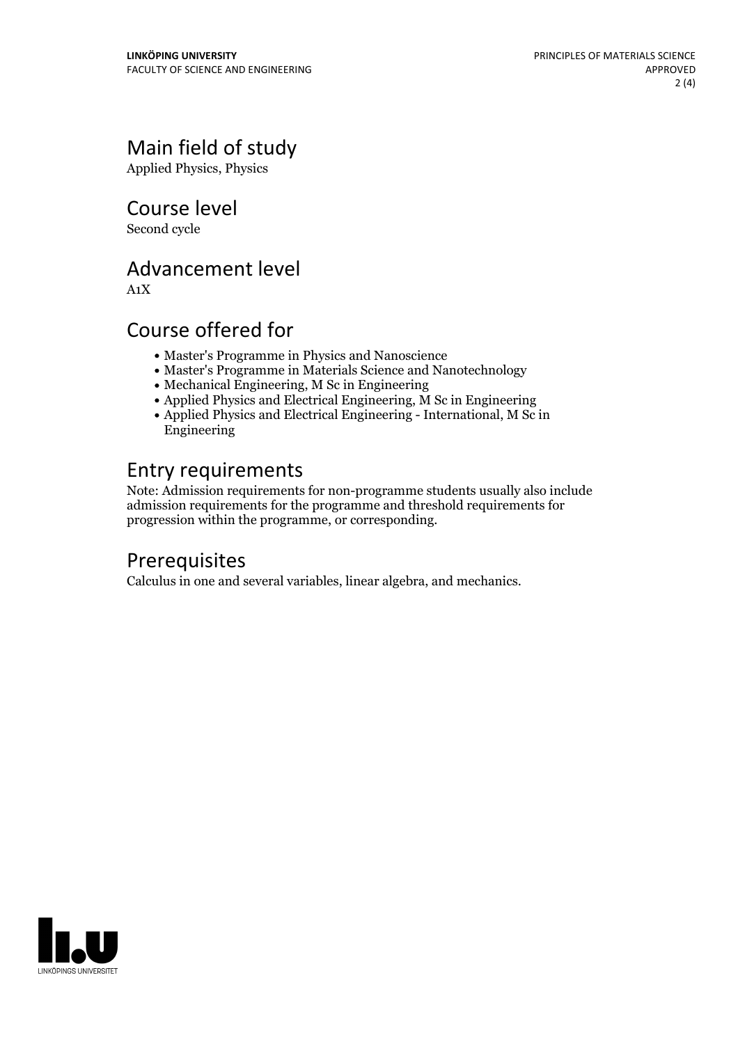## Main field of study

Applied Physics, Physics

## Course level

Second cycle

## Advancement level

A1X

## Course offered for

- Master's Programme in Physics and Nanoscience
- Master's Programme in Materials Science and Nanotechnology
- Mechanical Engineering, M Sc in Engineering
- Applied Physics and Electrical Engineering, M Sc in Engineering
- Applied Physics and Electrical Engineering - International, M Sc in Engineering

## Entry requirements

Note: Admission requirements for non-programme students usually also include admission requirements for the programme and threshold requirements for progression within the programme, or corresponding.

## Prerequisites

Calculus in one and several variables, linear algebra, and mechanics.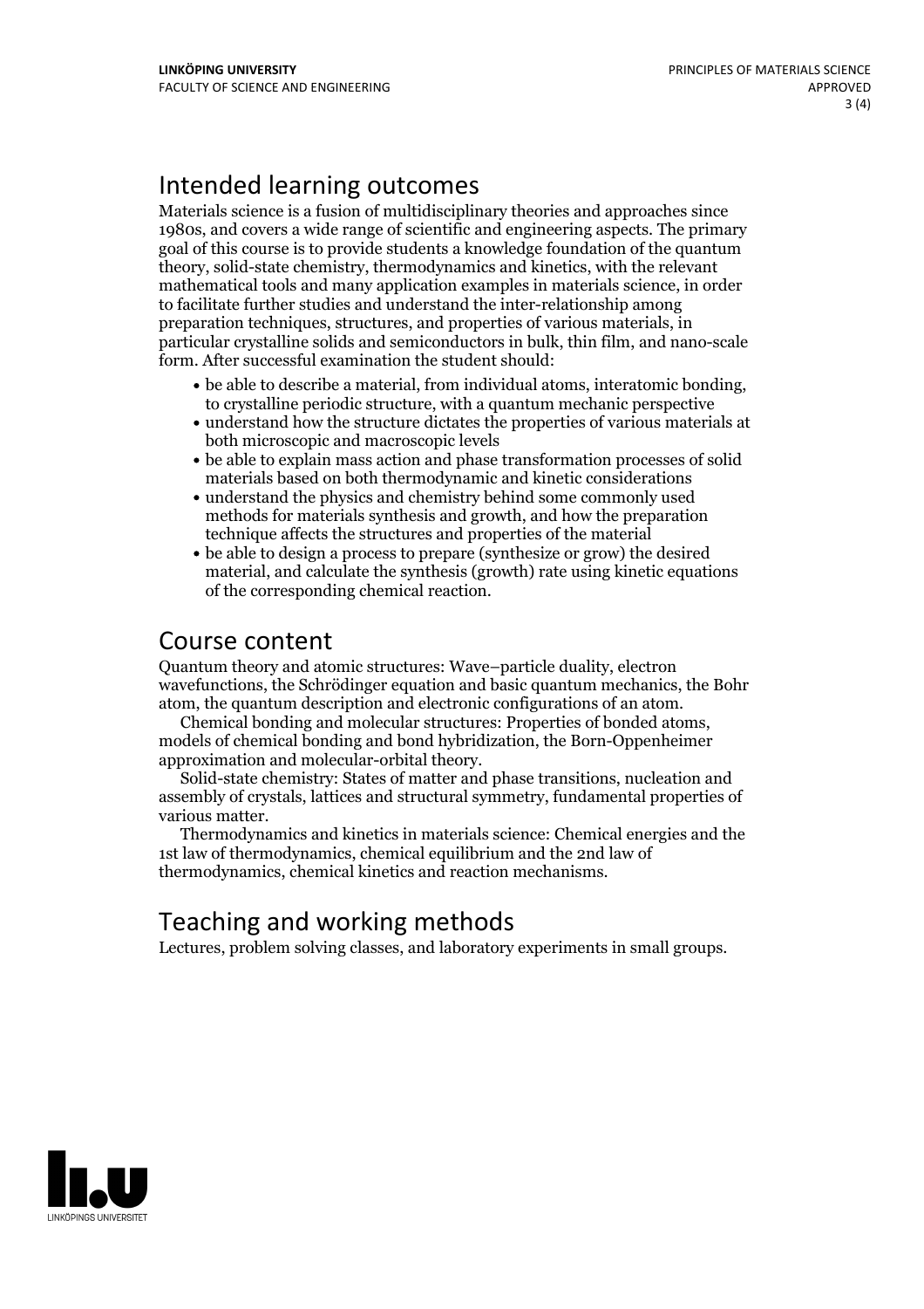## Intended learning outcomes

Materials science is a fusion of multidisciplinary theories and approaches since 1980s, and covers a wide range of scientific and engineering aspects. The primary goal of this course is to provide students a knowledge foundation of the quantum theory, solid-state chemistry, thermodynamics and kinetics, with the relevant mathematical tools and many application examples in materials science, in order to facilitate further studies and understand the inter-relationship among preparation techniques, structures, and properties of various materials, in particular crystalline solids and semiconductors in bulk, thin film, and nano-scale form. After successful examination the student should:

- be able to describe a material, from individual atoms, interatomic bonding, to crystalline periodic structure, with a quantum mechanic perspective
- understand how the structure dictates the properties of various materials at both microscopic and macroscopic levels
- be able to explain mass action and phase transformation processes of solid materials based on both thermodynamic and kinetic considerations
- understand the physics and chemistry behind some commonly used methods for materials synthesis and growth, and how the preparation technique affects the structures and properties of the material
- be able to design a process to prepare (synthesize or grow) the desired material, and calculate the synthesis (growth) rate using kinetic equations of the corresponding chemical reaction.

## Course content

Quantum theory and atomic structures: Wave–particle duality, electron wavefunctions, the Schrödinger equation and basic quantum mechanics, the Bohr atom, the quantum description and electronic configurations of an atom.

Chemical bonding and molecular structures: Properties of bonded atoms, models of chemical bonding and bond hybridization, the Born-Oppenheimer approximation and molecular-orbital theory.

Solid-state chemistry: States of matter and phase transitions, nucleation and assembly of crystals, lattices and structural symmetry, fundamental properties of various matter.

Thermodynamics and kinetics in materials science: Chemical energies and the 1st law of thermodynamics, chemical equilibrium and the 2nd law of thermodynamics, chemical kinetics and reaction mechanisms.

## Teaching and working methods

Lectures, problem solving classes, and laboratory experiments in small groups.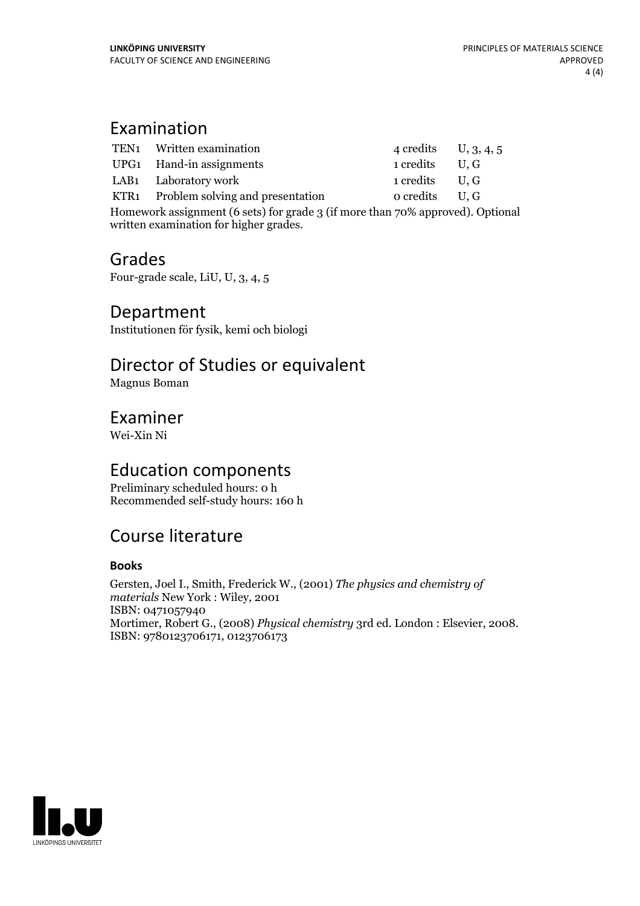## Examination

| | | | |
|---|---|---|---|
| TEN1 | Written examination | 4 credits | U, 3, 4, 5 |
| UPG1 | Hand-in assignments | 1 credits | U, G |
| LAB1 | Laboratory work | 1 credits | U, G |
| KTR1 | Problem solving and presentation | 0 credits | U, G |

Homework assignment (6 sets) for grade 3 (if more than 70% approved). Optional written examination for higher grades.

## Grades

Four-grade scale, LiU, U, 3, 4, 5

## Department

Institutionen för fysik, kemi och biologi

## Director of Studies or equivalent

Magnus Boman

## Examiner

Wei-Xin Ni

## Education components

Preliminary scheduled hours: 0 h
Recommended self-study hours: 160 h

## Course literature

### Books

Gersten, Joel I., Smith, Frederick W., (2001) *The physics and chemistry of materials* New York : Wiley, 2001
ISBN: 0471057940
Mortimer, Robert G., (2008) *Physical chemistry* 3rd ed. London : Elsevier, 2008.
ISBN: 9780123706171, 0123706173